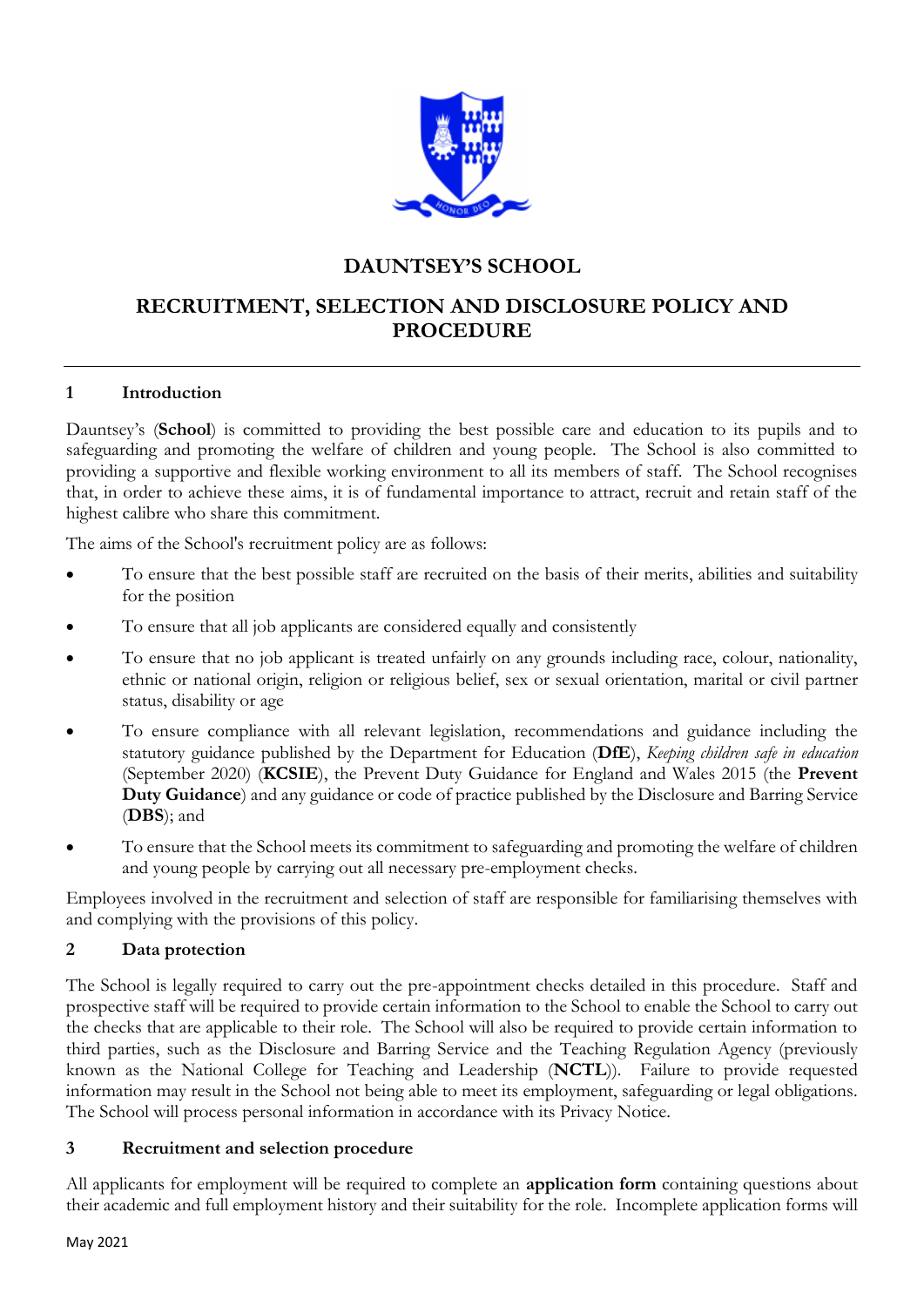# DAUNTSEY'S SCHOOL

## RECRUITMENT, SELECTION AND DISCLOSURE POLICY AND PROCEDURE

### 1 Introduction

Dauntsey's (**School**) is committed to providing the best possible care and education to its pupils and to safeguarding and promoting the welfare of children and young people. The School is also committed to providing a supportive and flexible working environment to all its members of staff. The School recognises that, in order to achieve these aims, it is of fundamental importance to attract, recruit and retain staff of the highest calibre who share this commitment.

The aims of the School's recruitment policy are as follows:

- To ensure that the best possible staff are recruited on the basis of their merits, abilities and suitability for the position
- To ensure that all job applicants are considered equally and consistently
- To ensure that no job applicant is treated unfairly on any grounds including race, colour, nationality, ethnic or national origin, religion or religious belief, sex or sexual orientation, marital or civil partner status, disability or age
- To ensure compliance with all relevant legislation, recommendations and guidance including the statutory guidance published by the Department for Education (**DfE**), *Keeping children safe in education* (September 2020) (**KCSIE**), the Prevent Duty Guidance for England and Wales 2015 (the **Prevent Duty Guidance**) and any guidance or code of practice published by the Disclosure and Barring Service (**DBS**); and
- To ensure that the School meets its commitment to safeguarding and promoting the welfare of children and young people by carrying out all necessary pre-employment checks.

Employees involved in the recruitment and selection of staff are responsible for familiarising themselves with and complying with the provisions of this policy.

### 2 Data protection

The School is legally required to carry out the pre-appointment checks detailed in this procedure. Staff and prospective staff will be required to provide certain information to the School to enable the School to carry out the checks that are applicable to their role. The School will also be required to provide certain information to third parties, such as the Disclosure and Barring Service and the Teaching Regulation Agency (previously known as the National College for Teaching and Leadership (**NCTL**)). Failure to provide requested information may result in the School not being able to meet its employment, safeguarding or legal obligations. The School will process personal information in accordance with its Privacy Notice.

### 3 Recruitment and selection procedure

All applicants for employment will be required to complete an **application form** containing questions about their academic and full employment history and their suitability for the role. Incomplete application forms will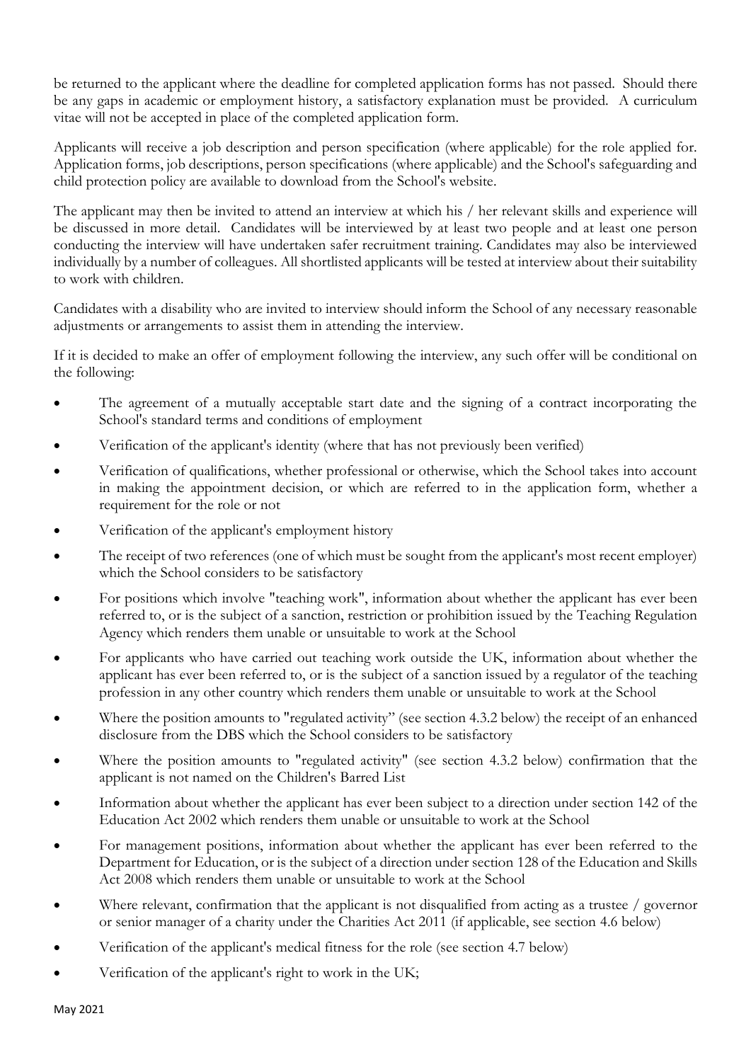be returned to the applicant where the deadline for completed application forms has not passed. Should there be any gaps in academic or employment history, a satisfactory explanation must be provided. A curriculum vitae will not be accepted in place of the completed application form.

Applicants will receive a job description and person specification (where applicable) for the role applied for. Application forms, job descriptions, person specifications (where applicable) and the School's safeguarding and child protection policy are available to download from the School's website.

The applicant may then be invited to attend an interview at which his / her relevant skills and experience will be discussed in more detail. Candidates will be interviewed by at least two people and at least one person conducting the interview will have undertaken safer recruitment training. Candidates may also be interviewed individually by a number of colleagues. All shortlisted applicants will be tested at interview about their suitability to work with children.

Candidates with a disability who are invited to interview should inform the School of any necessary reasonable adjustments or arrangements to assist them in attending the interview.

If it is decided to make an offer of employment following the interview, any such offer will be conditional on the following:

- The agreement of a mutually acceptable start date and the signing of a contract incorporating the School's standard terms and conditions of employment
- Verification of the applicant's identity (where that has not previously been verified)
- Verification of qualifications, whether professional or otherwise, which the School takes into account in making the appointment decision, or which are referred to in the application form, whether a requirement for the role or not
- Verification of the applicant's employment history
- The receipt of two references (one of which must be sought from the applicant's most recent employer) which the School considers to be satisfactory
- For positions which involve "teaching work", information about whether the applicant has ever been referred to, or is the subject of a sanction, restriction or prohibition issued by the Teaching Regulation Agency which renders them unable or unsuitable to work at the School
- For applicants who have carried out teaching work outside the UK, information about whether the applicant has ever been referred to, or is the subject of a sanction issued by a regulator of the teaching profession in any other country which renders them unable or unsuitable to work at the School
- Where the position amounts to "regulated activity" (see section 4.3.2 below) the receipt of an enhanced disclosure from the DBS which the School considers to be satisfactory
- Where the position amounts to "regulated activity" (see section 4.3.2 below) confirmation that the applicant is not named on the Children's Barred List
- Information about whether the applicant has ever been subject to a direction under section 142 of the Education Act 2002 which renders them unable or unsuitable to work at the School
- For management positions, information about whether the applicant has ever been referred to the Department for Education, or is the subject of a direction under section 128 of the Education and Skills Act 2008 which renders them unable or unsuitable to work at the School
- Where relevant, confirmation that the applicant is not disqualified from acting as a trustee / governor or senior manager of a charity under the Charities Act 2011 (if applicable, see section 4.6 below)
- Verification of the applicant's medical fitness for the role (see section 4.7 below)
- Verification of the applicant's right to work in the UK;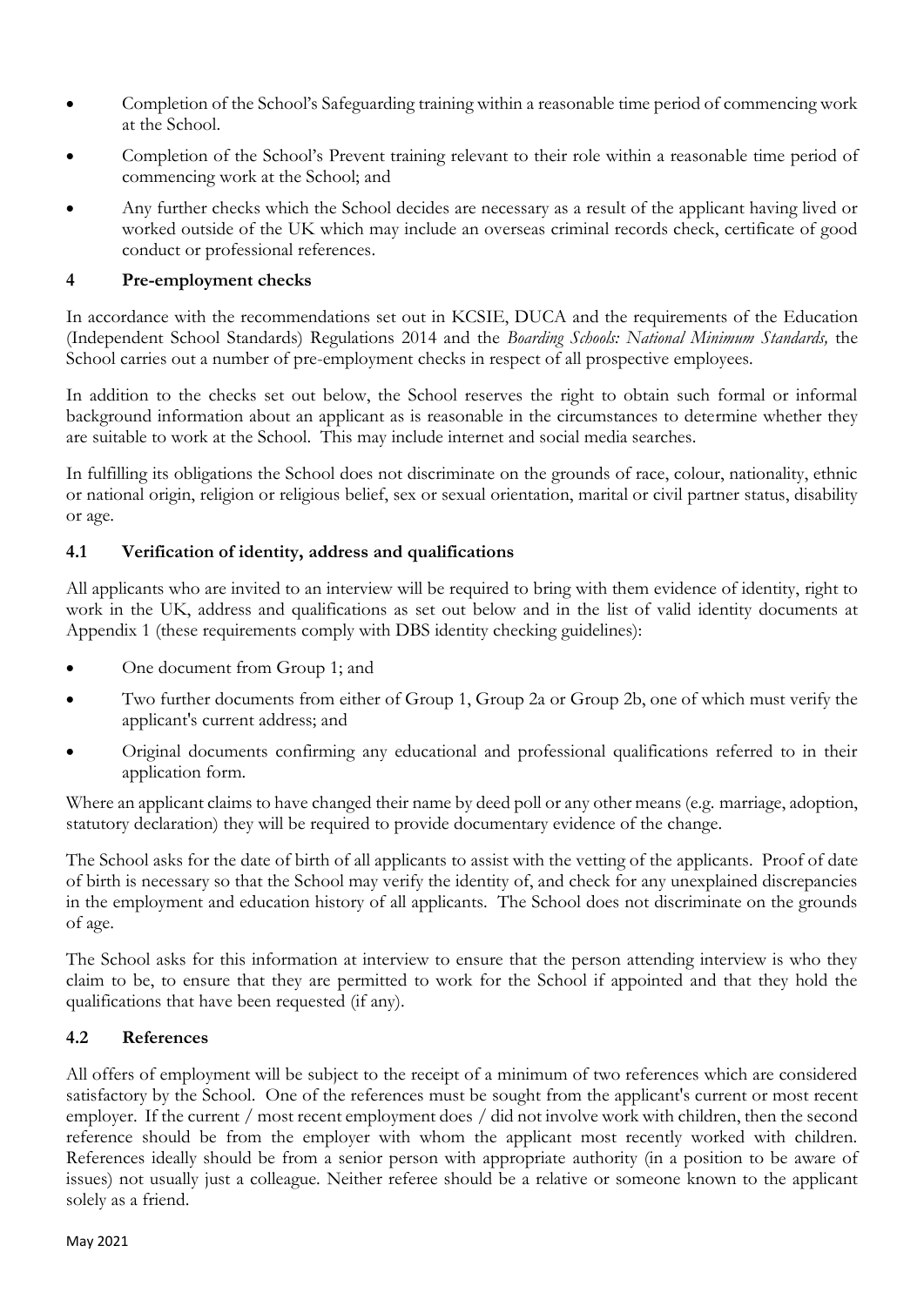- Completion of the School's Safeguarding training within a reasonable time period of commencing work at the School.
- Completion of the School's Prevent training relevant to their role within a reasonable time period of commencing work at the School; and
- Any further checks which the School decides are necessary as a result of the applicant having lived or worked outside of the UK which may include an overseas criminal records check, certificate of good conduct or professional references.

## 4 Pre-employment checks

In accordance with the recommendations set out in KCSIE, DUCA and the requirements of the Education (Independent School Standards) Regulations 2014 and the *Boarding Schools: National Minimum Standards,* the School carries out a number of pre-employment checks in respect of all prospective employees.

In addition to the checks set out below, the School reserves the right to obtain such formal or informal background information about an applicant as is reasonable in the circumstances to determine whether they are suitable to work at the School. This may include internet and social media searches.

In fulfilling its obligations the School does not discriminate on the grounds of race, colour, nationality, ethnic or national origin, religion or religious belief, sex or sexual orientation, marital or civil partner status, disability or age.

### 4.1 Verification of identity, address and qualifications

All applicants who are invited to an interview will be required to bring with them evidence of identity, right to work in the UK, address and qualifications as set out below and in the list of valid identity documents at Appendix 1 (these requirements comply with DBS identity checking guidelines):

- One document from Group 1; and
- Two further documents from either of Group 1, Group 2a or Group 2b, one of which must verify the applicant's current address; and
- Original documents confirming any educational and professional qualifications referred to in their application form.

Where an applicant claims to have changed their name by deed poll or any other means (e.g. marriage, adoption, statutory declaration) they will be required to provide documentary evidence of the change.

The School asks for the date of birth of all applicants to assist with the vetting of the applicants. Proof of date of birth is necessary so that the School may verify the identity of, and check for any unexplained discrepancies in the employment and education history of all applicants. The School does not discriminate on the grounds of age.

The School asks for this information at interview to ensure that the person attending interview is who they claim to be, to ensure that they are permitted to work for the School if appointed and that they hold the qualifications that have been requested (if any).

### 4.2 References

All offers of employment will be subject to the receipt of a minimum of two references which are considered satisfactory by the School. One of the references must be sought from the applicant's current or most recent employer. If the current / most recent employment does / did not involve work with children, then the second reference should be from the employer with whom the applicant most recently worked with children. References ideally should be from a senior person with appropriate authority (in a position to be aware of issues) not usually just a colleague. Neither referee should be a relative or someone known to the applicant solely as a friend.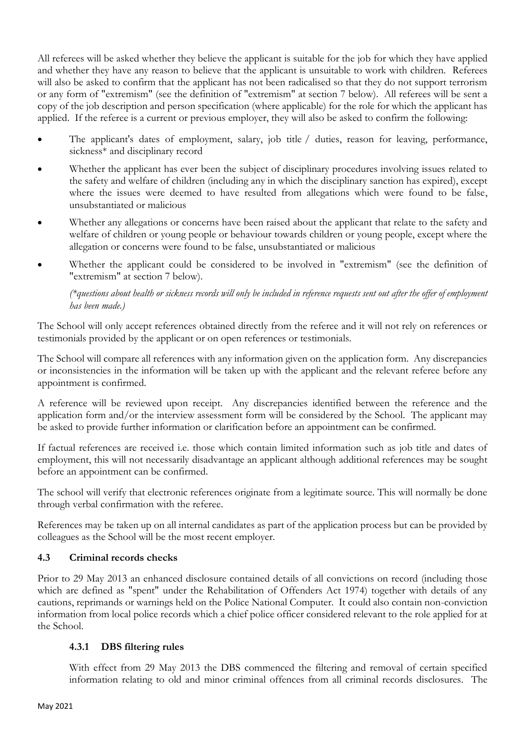All referees will be asked whether they believe the applicant is suitable for the job for which they have applied and whether they have any reason to believe that the applicant is unsuitable to work with children. Referees will also be asked to confirm that the applicant has not been radicalised so that they do not support terrorism or any form of "extremism" (see the definition of "extremism" at section 7 below). All referees will be sent a copy of the job description and person specification (where applicable) for the role for which the applicant has applied. If the referee is a current or previous employer, they will also be asked to confirm the following:

- The applicant's dates of employment, salary, job title / duties, reason for leaving, performance, sickness* and disciplinary record
- Whether the applicant has ever been the subject of disciplinary procedures involving issues related to the safety and welfare of children (including any in which the disciplinary sanction has expired), except where the issues were deemed to have resulted from allegations which were found to be false, unsubstantiated or malicious
- Whether any allegations or concerns have been raised about the applicant that relate to the safety and welfare of children or young people or behaviour towards children or young people, except where the allegation or concerns were found to be false, unsubstantiated or malicious
- Whether the applicant could be considered to be involved in "extremism" (see the definition of "extremism" at section 7 below).

  *(*questions about health or sickness records will only be included in reference requests sent out after the offer of employment has been made.)*

The School will only accept references obtained directly from the referee and it will not rely on references or testimonials provided by the applicant or on open references or testimonials.

The School will compare all references with any information given on the application form. Any discrepancies or inconsistencies in the information will be taken up with the applicant and the relevant referee before any appointment is confirmed.

A reference will be reviewed upon receipt. Any discrepancies identified between the reference and the application form and/or the interview assessment form will be considered by the School. The applicant may be asked to provide further information or clarification before an appointment can be confirmed.

If factual references are received i.e. those which contain limited information such as job title and dates of employment, this will not necessarily disadvantage an applicant although additional references may be sought before an appointment can be confirmed.

The school will verify that electronic references originate from a legitimate source. This will normally be done through verbal confirmation with the referee.

References may be taken up on all internal candidates as part of the application process but can be provided by colleagues as the School will be the most recent employer.

### 4.3 Criminal records checks

Prior to 29 May 2013 an enhanced disclosure contained details of all convictions on record (including those which are defined as "spent" under the Rehabilitation of Offenders Act 1974) together with details of any cautions, reprimands or warnings held on the Police National Computer. It could also contain non-conviction information from local police records which a chief police officer considered relevant to the role applied for at the School.

#### 4.3.1 DBS filtering rules

With effect from 29 May 2013 the DBS commenced the filtering and removal of certain specified information relating to old and minor criminal offences from all criminal records disclosures. The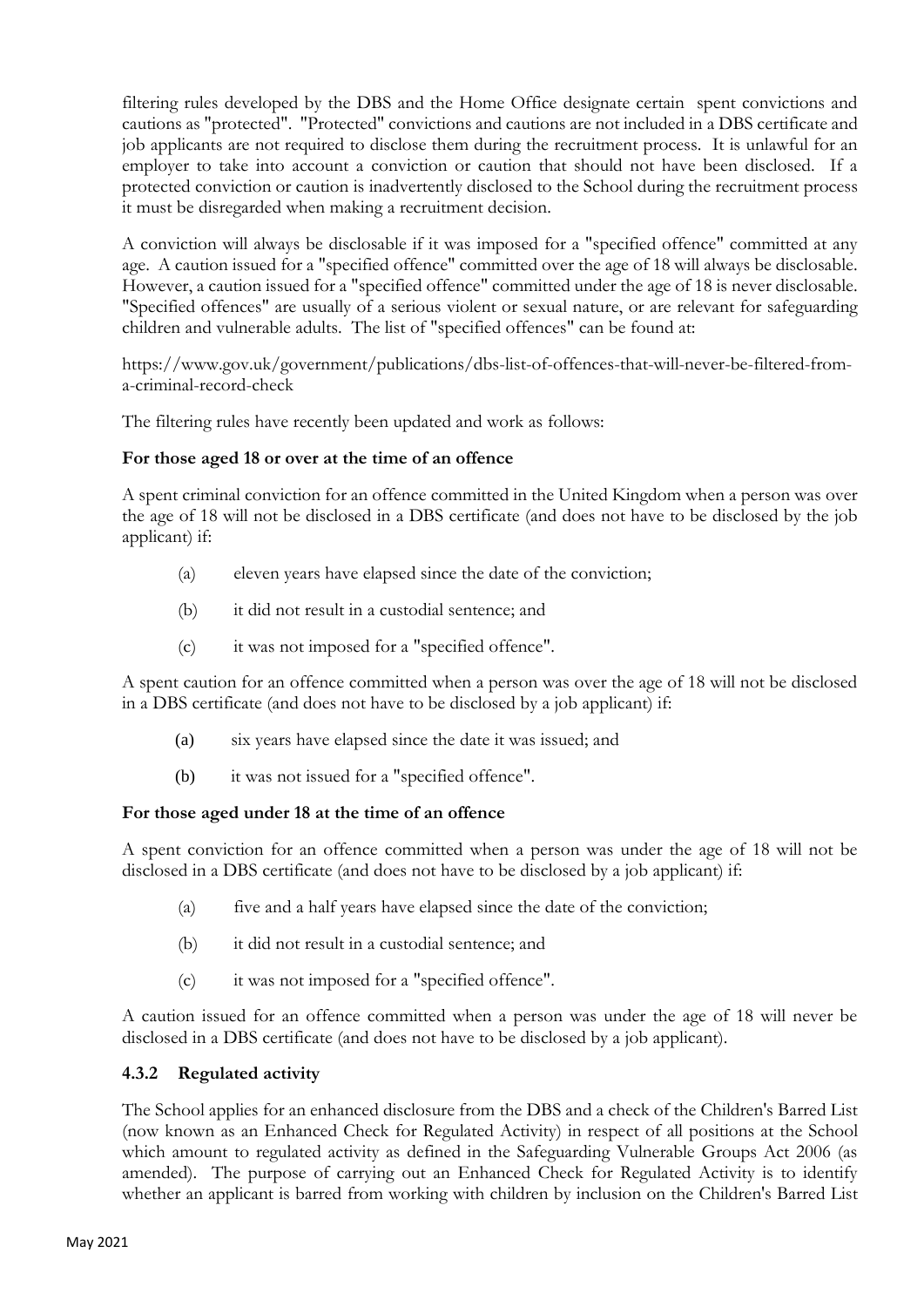filtering rules developed by the DBS and the Home Office designate certain spent convictions and cautions as "protected". "Protected" convictions and cautions are not included in a DBS certificate and job applicants are not required to disclose them during the recruitment process. It is unlawful for an employer to take into account a conviction or caution that should not have been disclosed. If a protected conviction or caution is inadvertently disclosed to the School during the recruitment process it must be disregarded when making a recruitment decision.

A conviction will always be disclosable if it was imposed for a "specified offence" committed at any age. A caution issued for a "specified offence" committed over the age of 18 will always be disclosable. However, a caution issued for a "specified offence" committed under the age of 18 is never disclosable. "Specified offences" are usually of a serious violent or sexual nature, or are relevant for safeguarding children and vulnerable adults. The list of "specified offences" can be found at:

https://www.gov.uk/government/publications/dbs-list-of-offences-that-will-never-be-filtered-from-a-criminal-record-check

The filtering rules have recently been updated and work as follows:

**For those aged 18 or over at the time of an offence**

A spent criminal conviction for an offence committed in the United Kingdom when a person was over the age of 18 will not be disclosed in a DBS certificate (and does not have to be disclosed by the job applicant) if:

(a) eleven years have elapsed since the date of the conviction;

(b) it did not result in a custodial sentence; and

(c) it was not imposed for a "specified offence".

A spent caution for an offence committed when a person was over the age of 18 will not be disclosed in a DBS certificate (and does not have to be disclosed by a job applicant) if:

(a) six years have elapsed since the date it was issued; and

(b) it was not issued for a "specified offence".

**For those aged under 18 at the time of an offence**

A spent conviction for an offence committed when a person was under the age of 18 will not be disclosed in a DBS certificate (and does not have to be disclosed by a job applicant) if:

(a) five and a half years have elapsed since the date of the conviction;

(b) it did not result in a custodial sentence; and

(c) it was not imposed for a "specified offence".

A caution issued for an offence committed when a person was under the age of 18 will never be disclosed in a DBS certificate (and does not have to be disclosed by a job applicant).

### 4.3.2 Regulated activity

The School applies for an enhanced disclosure from the DBS and a check of the Children's Barred List (now known as an Enhanced Check for Regulated Activity) in respect of all positions at the School which amount to regulated activity as defined in the Safeguarding Vulnerable Groups Act 2006 (as amended). The purpose of carrying out an Enhanced Check for Regulated Activity is to identify whether an applicant is barred from working with children by inclusion on the Children's Barred List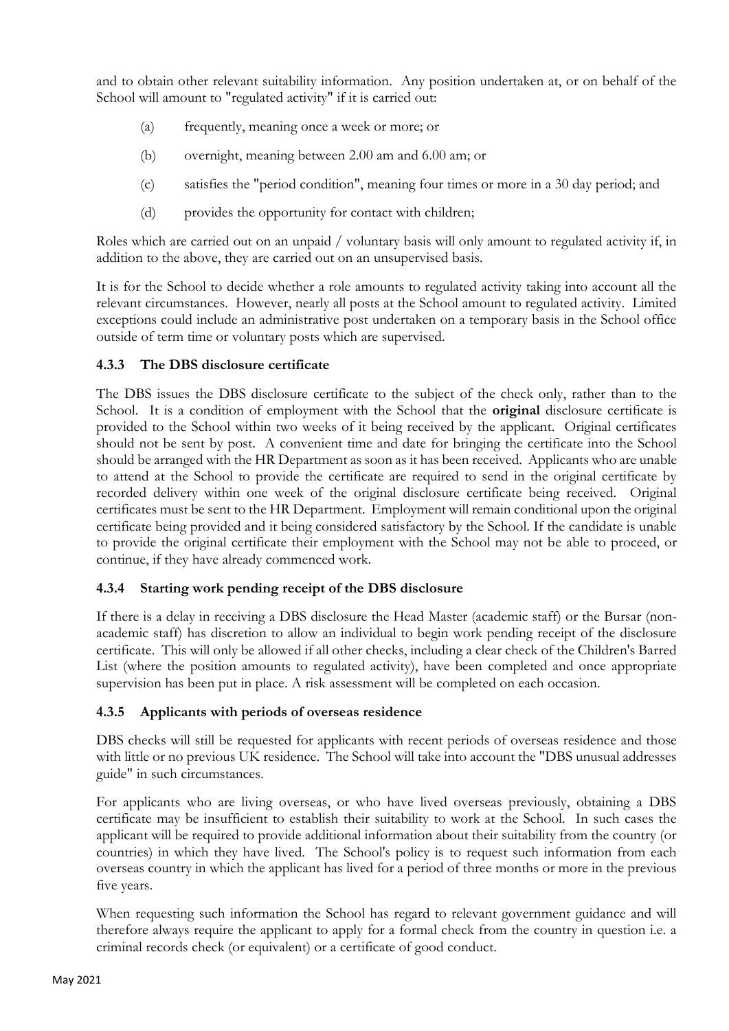and to obtain other relevant suitability information. Any position undertaken at, or on behalf of the School will amount to "regulated activity" if it is carried out:

(a) frequently, meaning once a week or more; or

(b) overnight, meaning between 2.00 am and 6.00 am; or

(c) satisfies the "period condition", meaning four times or more in a 30 day period; and

(d) provides the opportunity for contact with children;

Roles which are carried out on an unpaid / voluntary basis will only amount to regulated activity if, in addition to the above, they are carried out on an unsupervised basis.

It is for the School to decide whether a role amounts to regulated activity taking into account all the relevant circumstances. However, nearly all posts at the School amount to regulated activity. Limited exceptions could include an administrative post undertaken on a temporary basis in the School office outside of term time or voluntary posts which are supervised.

### 4.3.3 The DBS disclosure certificate

The DBS issues the DBS disclosure certificate to the subject of the check only, rather than to the School. It is a condition of employment with the School that the **original** disclosure certificate is provided to the School within two weeks of it being received by the applicant. Original certificates should not be sent by post. A convenient time and date for bringing the certificate into the School should be arranged with the HR Department as soon as it has been received. Applicants who are unable to attend at the School to provide the certificate are required to send in the original certificate by recorded delivery within one week of the original disclosure certificate being received. Original certificates must be sent to the HR Department. Employment will remain conditional upon the original certificate being provided and it being considered satisfactory by the School. If the candidate is unable to provide the original certificate their employment with the School may not be able to proceed, or continue, if they have already commenced work.

### 4.3.4 Starting work pending receipt of the DBS disclosure

If there is a delay in receiving a DBS disclosure the Head Master (academic staff) or the Bursar (non-academic staff) has discretion to allow an individual to begin work pending receipt of the disclosure certificate. This will only be allowed if all other checks, including a clear check of the Children's Barred List (where the position amounts to regulated activity), have been completed and once appropriate supervision has been put in place. A risk assessment will be completed on each occasion.

### 4.3.5 Applicants with periods of overseas residence

DBS checks will still be requested for applicants with recent periods of overseas residence and those with little or no previous UK residence. The School will take into account the "DBS unusual addresses guide" in such circumstances.

For applicants who are living overseas, or who have lived overseas previously, obtaining a DBS certificate may be insufficient to establish their suitability to work at the School. In such cases the applicant will be required to provide additional information about their suitability from the country (or countries) in which they have lived. The School's policy is to request such information from each overseas country in which the applicant has lived for a period of three months or more in the previous five years.

When requesting such information the School has regard to relevant government guidance and will therefore always require the applicant to apply for a formal check from the country in question i.e. a criminal records check (or equivalent) or a certificate of good conduct.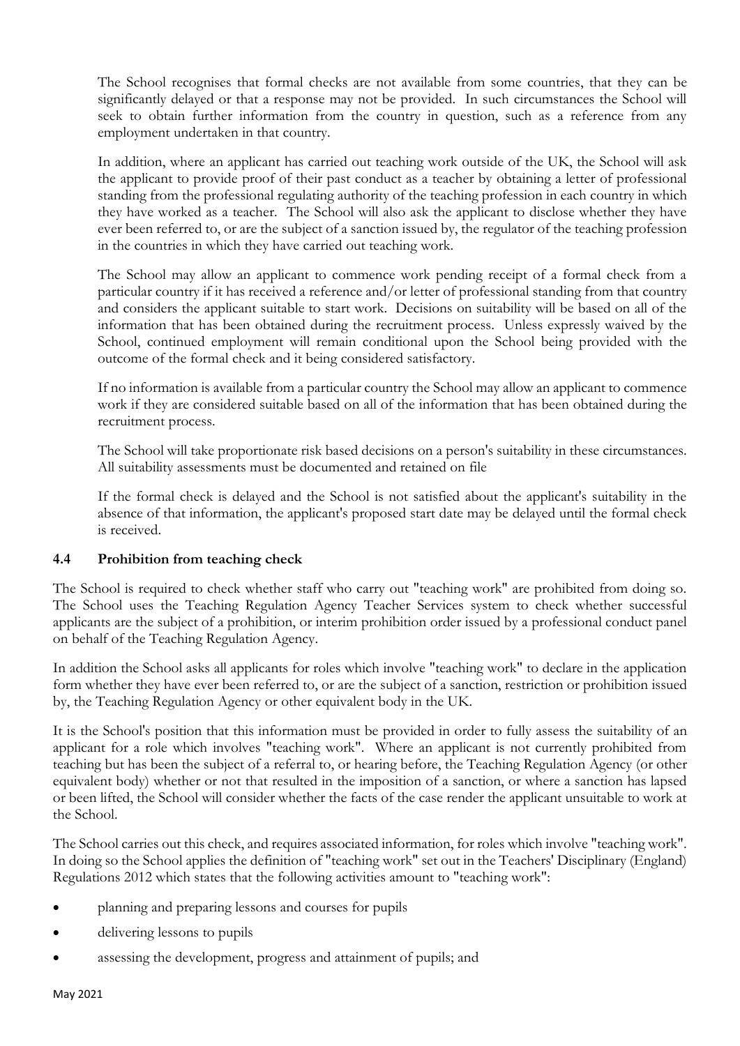The School recognises that formal checks are not available from some countries, that they can be significantly delayed or that a response may not be provided. In such circumstances the School will seek to obtain further information from the country in question, such as a reference from any employment undertaken in that country.

In addition, where an applicant has carried out teaching work outside of the UK, the School will ask the applicant to provide proof of their past conduct as a teacher by obtaining a letter of professional standing from the professional regulating authority of the teaching profession in each country in which they have worked as a teacher. The School will also ask the applicant to disclose whether they have ever been referred to, or are the subject of a sanction issued by, the regulator of the teaching profession in the countries in which they have carried out teaching work.

The School may allow an applicant to commence work pending receipt of a formal check from a particular country if it has received a reference and/or letter of professional standing from that country and considers the applicant suitable to start work. Decisions on suitability will be based on all of the information that has been obtained during the recruitment process. Unless expressly waived by the School, continued employment will remain conditional upon the School being provided with the outcome of the formal check and it being considered satisfactory.

If no information is available from a particular country the School may allow an applicant to commence work if they are considered suitable based on all of the information that has been obtained during the recruitment process.

The School will take proportionate risk based decisions on a person's suitability in these circumstances. All suitability assessments must be documented and retained on file

If the formal check is delayed and the School is not satisfied about the applicant's suitability in the absence of that information, the applicant's proposed start date may be delayed until the formal check is received.

### 4.4 Prohibition from teaching check

The School is required to check whether staff who carry out "teaching work" are prohibited from doing so. The School uses the Teaching Regulation Agency Teacher Services system to check whether successful applicants are the subject of a prohibition, or interim prohibition order issued by a professional conduct panel on behalf of the Teaching Regulation Agency.

In addition the School asks all applicants for roles which involve "teaching work" to declare in the application form whether they have ever been referred to, or are the subject of a sanction, restriction or prohibition issued by, the Teaching Regulation Agency or other equivalent body in the UK.

It is the School's position that this information must be provided in order to fully assess the suitability of an applicant for a role which involves "teaching work". Where an applicant is not currently prohibited from teaching but has been the subject of a referral to, or hearing before, the Teaching Regulation Agency (or other equivalent body) whether or not that resulted in the imposition of a sanction, or where a sanction has lapsed or been lifted, the School will consider whether the facts of the case render the applicant unsuitable to work at the School.

The School carries out this check, and requires associated information, for roles which involve "teaching work". In doing so the School applies the definition of "teaching work" set out in the Teachers' Disciplinary (England) Regulations 2012 which states that the following activities amount to "teaching work":

- planning and preparing lessons and courses for pupils
- delivering lessons to pupils
- assessing the development, progress and attainment of pupils; and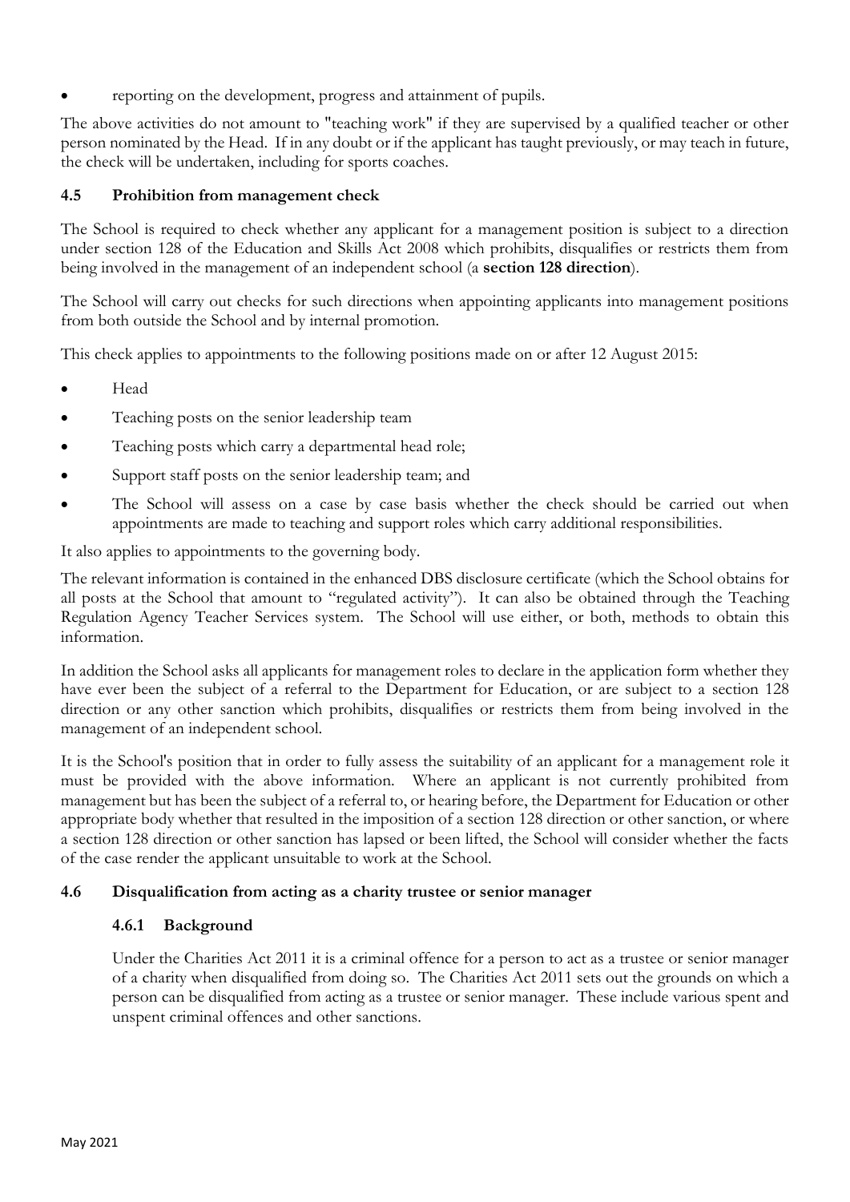- reporting on the development, progress and attainment of pupils.

The above activities do not amount to "teaching work" if they are supervised by a qualified teacher or other person nominated by the Head. If in any doubt or if the applicant has taught previously, or may teach in future, the check will be undertaken, including for sports coaches.

### 4.5 Prohibition from management check

The School is required to check whether any applicant for a management position is subject to a direction under section 128 of the Education and Skills Act 2008 which prohibits, disqualifies or restricts them from being involved in the management of an independent school (a **section 128 direction**).

The School will carry out checks for such directions when appointing applicants into management positions from both outside the School and by internal promotion.

This check applies to appointments to the following positions made on or after 12 August 2015:

- Head
- Teaching posts on the senior leadership team
- Teaching posts which carry a departmental head role;
- Support staff posts on the senior leadership team; and
- The School will assess on a case by case basis whether the check should be carried out when appointments are made to teaching and support roles which carry additional responsibilities.

It also applies to appointments to the governing body.

The relevant information is contained in the enhanced DBS disclosure certificate (which the School obtains for all posts at the School that amount to "regulated activity"). It can also be obtained through the Teaching Regulation Agency Teacher Services system. The School will use either, or both, methods to obtain this information.

In addition the School asks all applicants for management roles to declare in the application form whether they have ever been the subject of a referral to the Department for Education, or are subject to a section 128 direction or any other sanction which prohibits, disqualifies or restricts them from being involved in the management of an independent school.

It is the School's position that in order to fully assess the suitability of an applicant for a management role it must be provided with the above information. Where an applicant is not currently prohibited from management but has been the subject of a referral to, or hearing before, the Department for Education or other appropriate body whether that resulted in the imposition of a section 128 direction or other sanction, or where a section 128 direction or other sanction has lapsed or been lifted, the School will consider whether the facts of the case render the applicant unsuitable to work at the School.

### 4.6 Disqualification from acting as a charity trustee or senior manager

#### 4.6.1 Background

Under the Charities Act 2011 it is a criminal offence for a person to act as a trustee or senior manager of a charity when disqualified from doing so. The Charities Act 2011 sets out the grounds on which a person can be disqualified from acting as a trustee or senior manager. These include various spent and unspent criminal offences and other sanctions.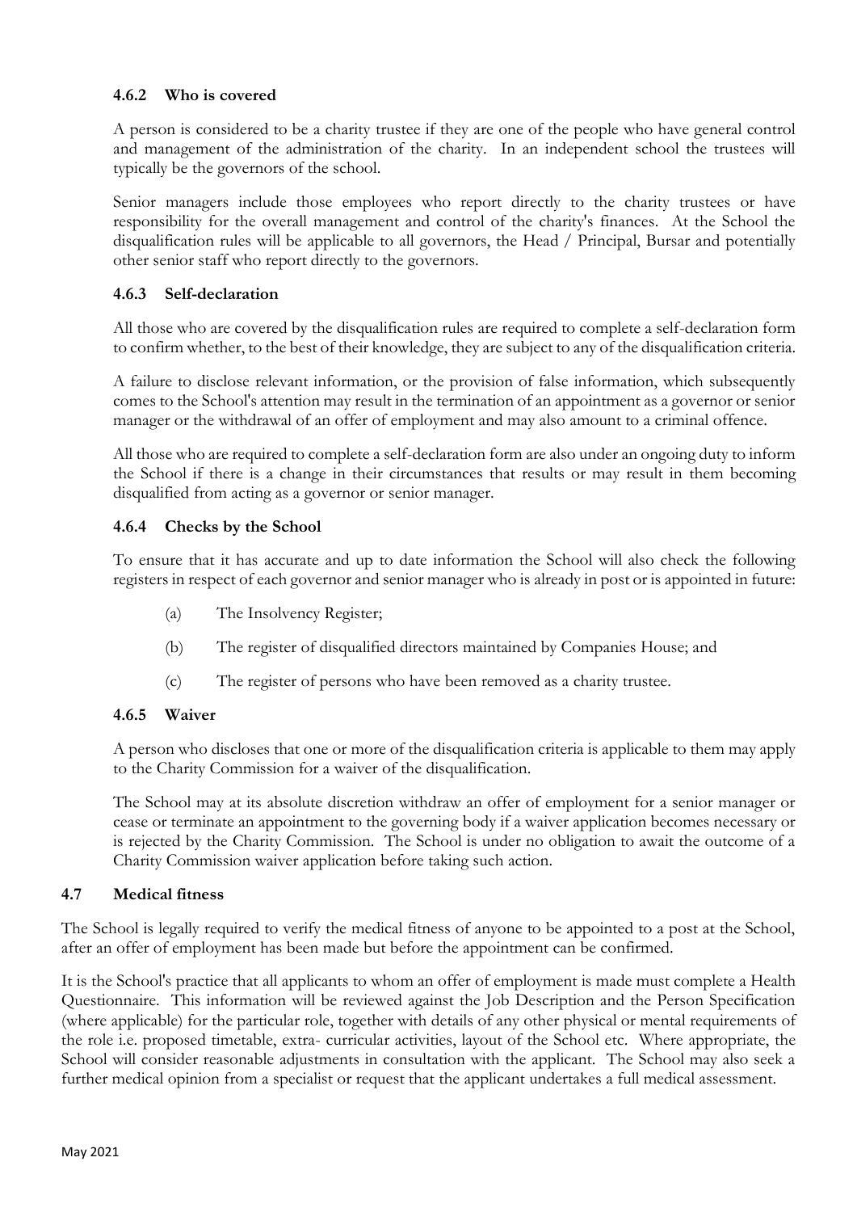#### 4.6.2 Who is covered

A person is considered to be a charity trustee if they are one of the people who have general control and management of the administration of the charity. In an independent school the trustees will typically be the governors of the school.

Senior managers include those employees who report directly to the charity trustees or have responsibility for the overall management and control of the charity's finances. At the School the disqualification rules will be applicable to all governors, the Head / Principal, Bursar and potentially other senior staff who report directly to the governors.

#### 4.6.3 Self-declaration

All those who are covered by the disqualification rules are required to complete a self-declaration form to confirm whether, to the best of their knowledge, they are subject to any of the disqualification criteria.

A failure to disclose relevant information, or the provision of false information, which subsequently comes to the School's attention may result in the termination of an appointment as a governor or senior manager or the withdrawal of an offer of employment and may also amount to a criminal offence.

All those who are required to complete a self-declaration form are also under an ongoing duty to inform the School if there is a change in their circumstances that results or may result in them becoming disqualified from acting as a governor or senior manager.

#### 4.6.4 Checks by the School

To ensure that it has accurate and up to date information the School will also check the following registers in respect of each governor and senior manager who is already in post or is appointed in future:

(a) The Insolvency Register;

(b) The register of disqualified directors maintained by Companies House; and

(c) The register of persons who have been removed as a charity trustee.

#### 4.6.5 Waiver

A person who discloses that one or more of the disqualification criteria is applicable to them may apply to the Charity Commission for a waiver of the disqualification.

The School may at its absolute discretion withdraw an offer of employment for a senior manager or cease or terminate an appointment to the governing body if a waiver application becomes necessary or is rejected by the Charity Commission. The School is under no obligation to await the outcome of a Charity Commission waiver application before taking such action.

### 4.7 Medical fitness

The School is legally required to verify the medical fitness of anyone to be appointed to a post at the School, after an offer of employment has been made but before the appointment can be confirmed.

It is the School's practice that all applicants to whom an offer of employment is made must complete a Health Questionnaire. This information will be reviewed against the Job Description and the Person Specification (where applicable) for the particular role, together with details of any other physical or mental requirements of the role i.e. proposed timetable, extra- curricular activities, layout of the School etc. Where appropriate, the School will consider reasonable adjustments in consultation with the applicant. The School may also seek a further medical opinion from a specialist or request that the applicant undertakes a full medical assessment.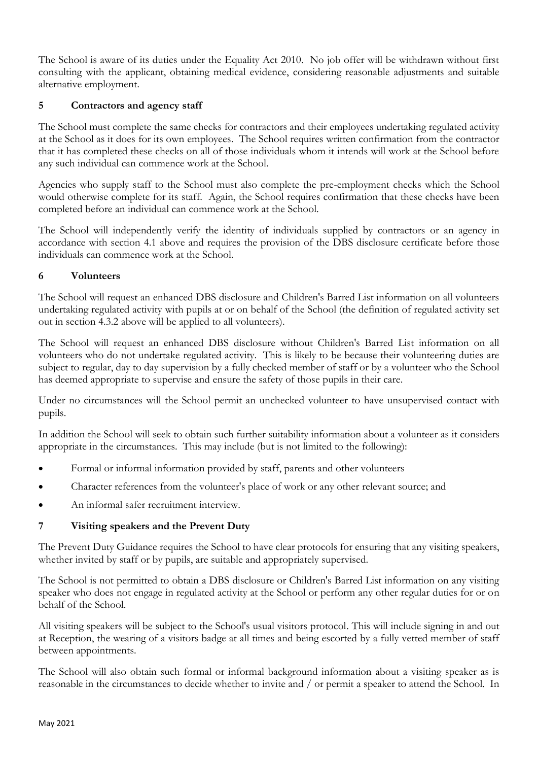The School is aware of its duties under the Equality Act 2010. No job offer will be withdrawn without first consulting with the applicant, obtaining medical evidence, considering reasonable adjustments and suitable alternative employment.

## 5 Contractors and agency staff

The School must complete the same checks for contractors and their employees undertaking regulated activity at the School as it does for its own employees. The School requires written confirmation from the contractor that it has completed these checks on all of those individuals whom it intends will work at the School before any such individual can commence work at the School.

Agencies who supply staff to the School must also complete the pre-employment checks which the School would otherwise complete for its staff. Again, the School requires confirmation that these checks have been completed before an individual can commence work at the School.

The School will independently verify the identity of individuals supplied by contractors or an agency in accordance with section 4.1 above and requires the provision of the DBS disclosure certificate before those individuals can commence work at the School.

## 6 Volunteers

The School will request an enhanced DBS disclosure and Children's Barred List information on all volunteers undertaking regulated activity with pupils at or on behalf of the School (the definition of regulated activity set out in section 4.3.2 above will be applied to all volunteers).

The School will request an enhanced DBS disclosure without Children's Barred List information on all volunteers who do not undertake regulated activity. This is likely to be because their volunteering duties are subject to regular, day to day supervision by a fully checked member of staff or by a volunteer who the School has deemed appropriate to supervise and ensure the safety of those pupils in their care.

Under no circumstances will the School permit an unchecked volunteer to have unsupervised contact with pupils.

In addition the School will seek to obtain such further suitability information about a volunteer as it considers appropriate in the circumstances. This may include (but is not limited to the following):

- Formal or informal information provided by staff, parents and other volunteers
- Character references from the volunteer's place of work or any other relevant source; and
- An informal safer recruitment interview.

## 7 Visiting speakers and the Prevent Duty

The Prevent Duty Guidance requires the School to have clear protocols for ensuring that any visiting speakers, whether invited by staff or by pupils, are suitable and appropriately supervised.

The School is not permitted to obtain a DBS disclosure or Children's Barred List information on any visiting speaker who does not engage in regulated activity at the School or perform any other regular duties for or on behalf of the School.

All visiting speakers will be subject to the School's usual visitors protocol. This will include signing in and out at Reception, the wearing of a visitors badge at all times and being escorted by a fully vetted member of staff between appointments.

The School will also obtain such formal or informal background information about a visiting speaker as is reasonable in the circumstances to decide whether to invite and / or permit a speaker to attend the School. In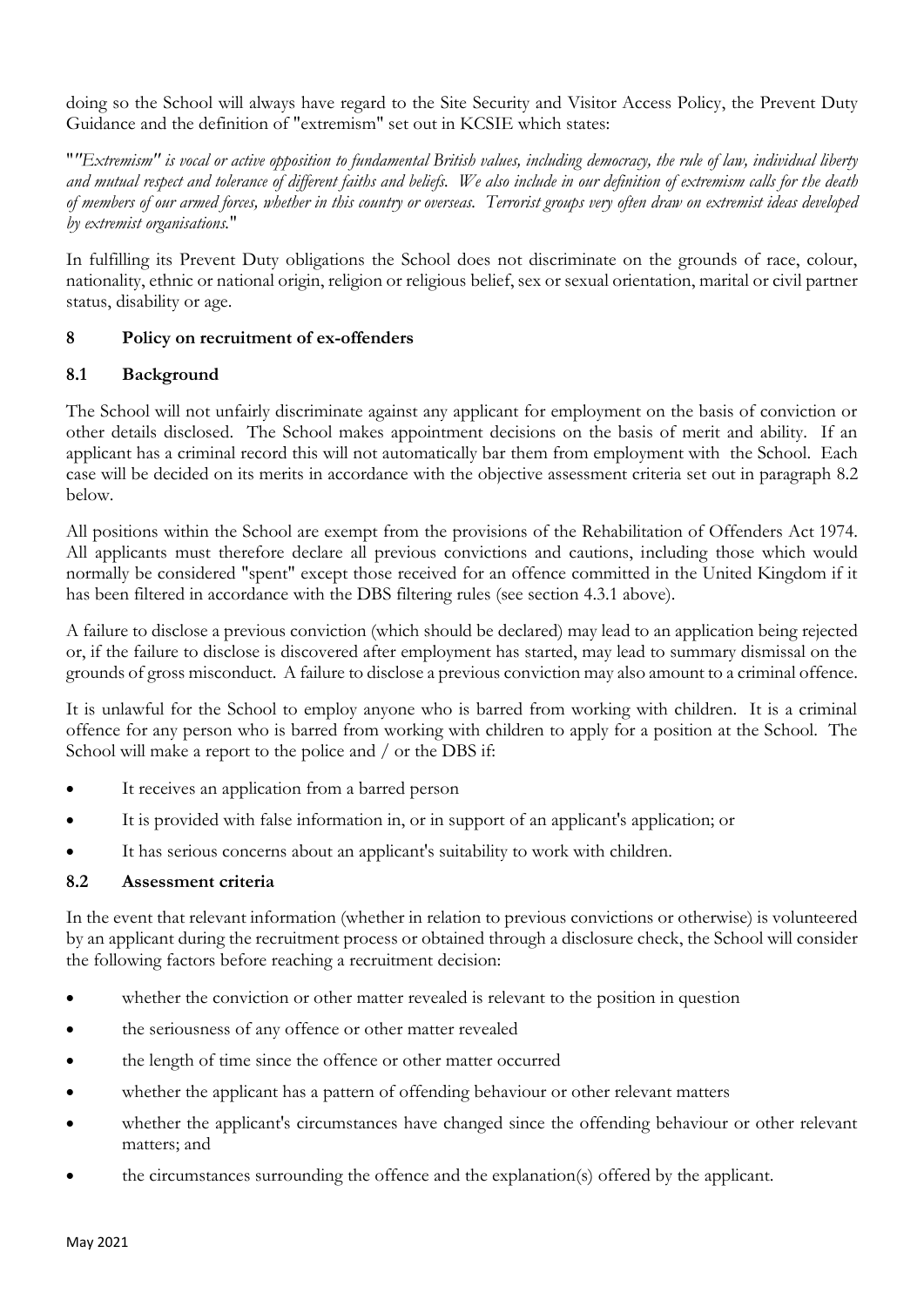doing so the School will always have regard to the Site Security and Visitor Access Policy, the Prevent Duty Guidance and the definition of "extremism" set out in KCSIE which states:

"*"Extremism" is vocal or active opposition to fundamental British values, including democracy, the rule of law, individual liberty and mutual respect and tolerance of different faiths and beliefs. We also include in our definition of extremism calls for the death of members of our armed forces, whether in this country or overseas. Terrorist groups very often draw on extremist ideas developed by extremist organisations.*"

In fulfilling its Prevent Duty obligations the School does not discriminate on the grounds of race, colour, nationality, ethnic or national origin, religion or religious belief, sex or sexual orientation, marital or civil partner status, disability or age.

## 8 Policy on recruitment of ex-offenders

### 8.1 Background

The School will not unfairly discriminate against any applicant for employment on the basis of conviction or other details disclosed. The School makes appointment decisions on the basis of merit and ability. If an applicant has a criminal record this will not automatically bar them from employment with the School. Each case will be decided on its merits in accordance with the objective assessment criteria set out in paragraph 8.2 below.

All positions within the School are exempt from the provisions of the Rehabilitation of Offenders Act 1974. All applicants must therefore declare all previous convictions and cautions, including those which would normally be considered "spent" except those received for an offence committed in the United Kingdom if it has been filtered in accordance with the DBS filtering rules (see section 4.3.1 above).

A failure to disclose a previous conviction (which should be declared) may lead to an application being rejected or, if the failure to disclose is discovered after employment has started, may lead to summary dismissal on the grounds of gross misconduct. A failure to disclose a previous conviction may also amount to a criminal offence.

It is unlawful for the School to employ anyone who is barred from working with children. It is a criminal offence for any person who is barred from working with children to apply for a position at the School. The School will make a report to the police and / or the DBS if:

- It receives an application from a barred person
- It is provided with false information in, or in support of an applicant's application; or
- It has serious concerns about an applicant's suitability to work with children.

### 8.2 Assessment criteria

In the event that relevant information (whether in relation to previous convictions or otherwise) is volunteered by an applicant during the recruitment process or obtained through a disclosure check, the School will consider the following factors before reaching a recruitment decision:

- whether the conviction or other matter revealed is relevant to the position in question
- the seriousness of any offence or other matter revealed
- the length of time since the offence or other matter occurred
- whether the applicant has a pattern of offending behaviour or other relevant matters
- whether the applicant's circumstances have changed since the offending behaviour or other relevant matters; and
- the circumstances surrounding the offence and the explanation(s) offered by the applicant.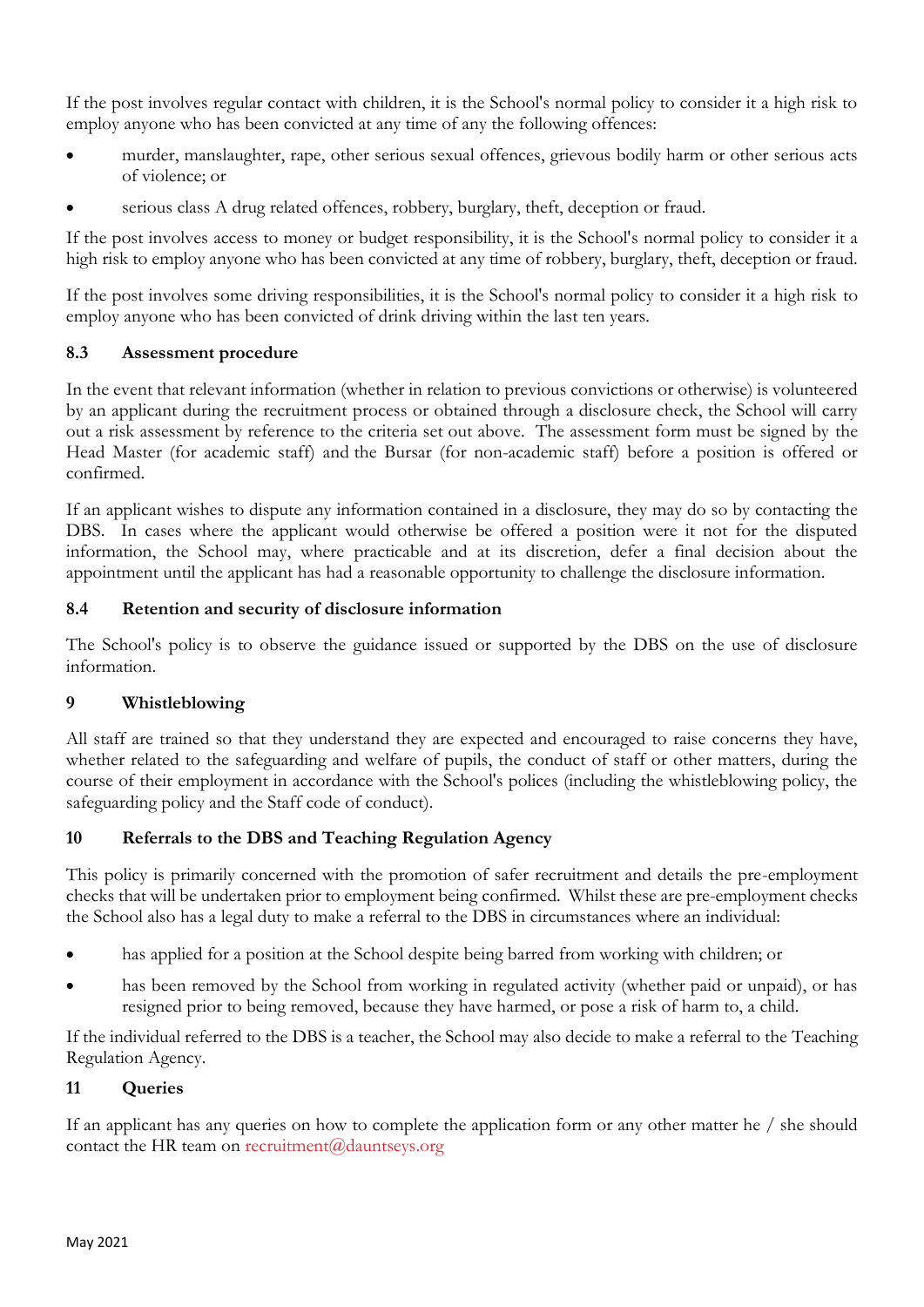If the post involves regular contact with children, it is the School's normal policy to consider it a high risk to employ anyone who has been convicted at any time of any the following offences:

- murder, manslaughter, rape, other serious sexual offences, grievous bodily harm or other serious acts of violence; or
- serious class A drug related offences, robbery, burglary, theft, deception or fraud.

If the post involves access to money or budget responsibility, it is the School's normal policy to consider it a high risk to employ anyone who has been convicted at any time of robbery, burglary, theft, deception or fraud.

If the post involves some driving responsibilities, it is the School's normal policy to consider it a high risk to employ anyone who has been convicted of drink driving within the last ten years.

### 8.3 Assessment procedure

In the event that relevant information (whether in relation to previous convictions or otherwise) is volunteered by an applicant during the recruitment process or obtained through a disclosure check, the School will carry out a risk assessment by reference to the criteria set out above. The assessment form must be signed by the Head Master (for academic staff) and the Bursar (for non-academic staff) before a position is offered or confirmed.

If an applicant wishes to dispute any information contained in a disclosure, they may do so by contacting the DBS. In cases where the applicant would otherwise be offered a position were it not for the disputed information, the School may, where practicable and at its discretion, defer a final decision about the appointment until the applicant has had a reasonable opportunity to challenge the disclosure information.

### 8.4 Retention and security of disclosure information

The School's policy is to observe the guidance issued or supported by the DBS on the use of disclosure information.

## 9 Whistleblowing

All staff are trained so that they understand they are expected and encouraged to raise concerns they have, whether related to the safeguarding and welfare of pupils, the conduct of staff or other matters, during the course of their employment in accordance with the School's polices (including the whistleblowing policy, the safeguarding policy and the Staff code of conduct).

## 10 Referrals to the DBS and Teaching Regulation Agency

This policy is primarily concerned with the promotion of safer recruitment and details the pre-employment checks that will be undertaken prior to employment being confirmed. Whilst these are pre-employment checks the School also has a legal duty to make a referral to the DBS in circumstances where an individual:

- has applied for a position at the School despite being barred from working with children; or
- has been removed by the School from working in regulated activity (whether paid or unpaid), or has resigned prior to being removed, because they have harmed, or pose a risk of harm to, a child.

If the individual referred to the DBS is a teacher, the School may also decide to make a referral to the Teaching Regulation Agency.

## 11 Queries

If an applicant has any queries on how to complete the application form or any other matter he / she should contact the HR team on recruitment@dauntseys.org

May 2021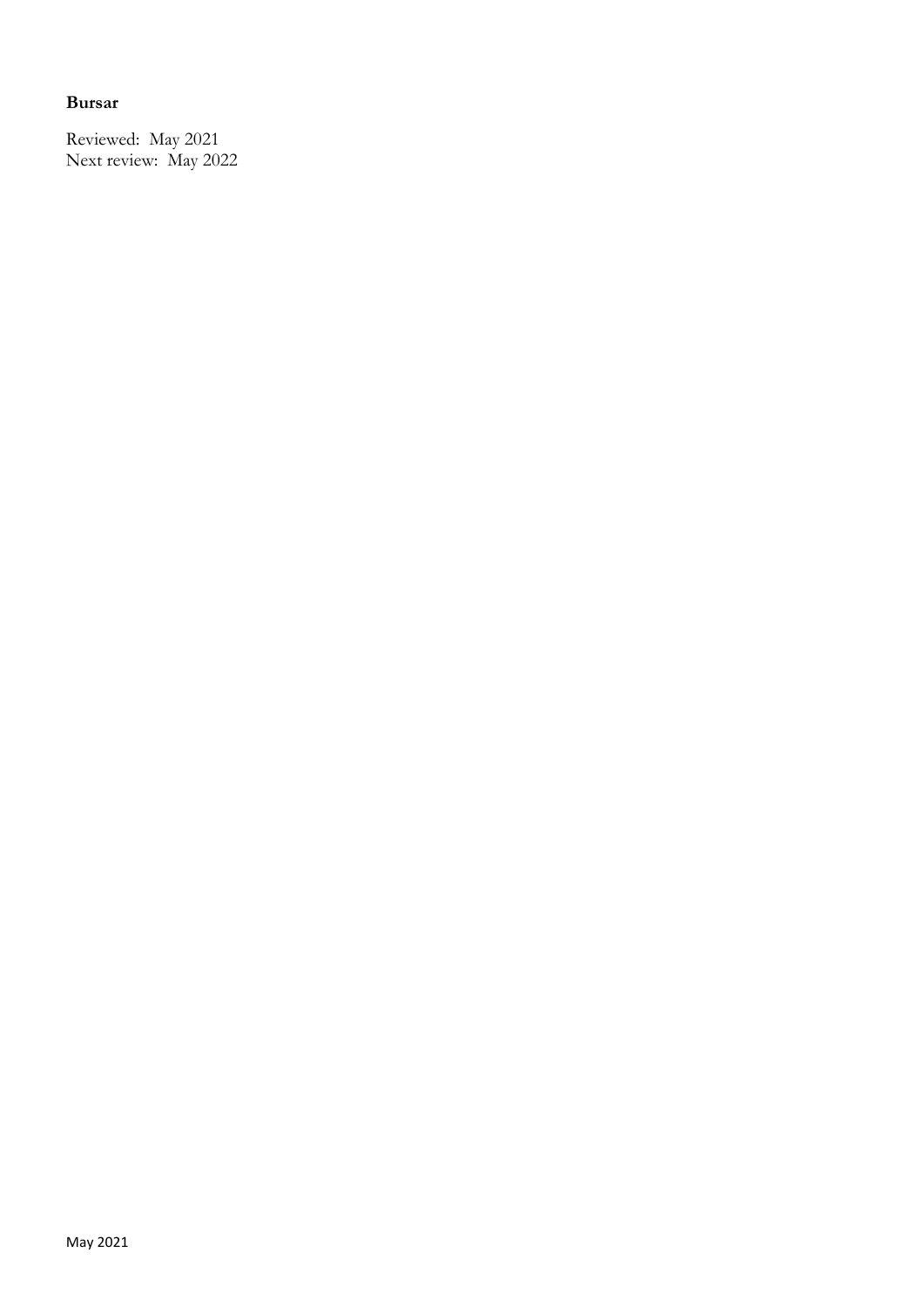**Bursar**

Reviewed: May 2021
Next review: May 2022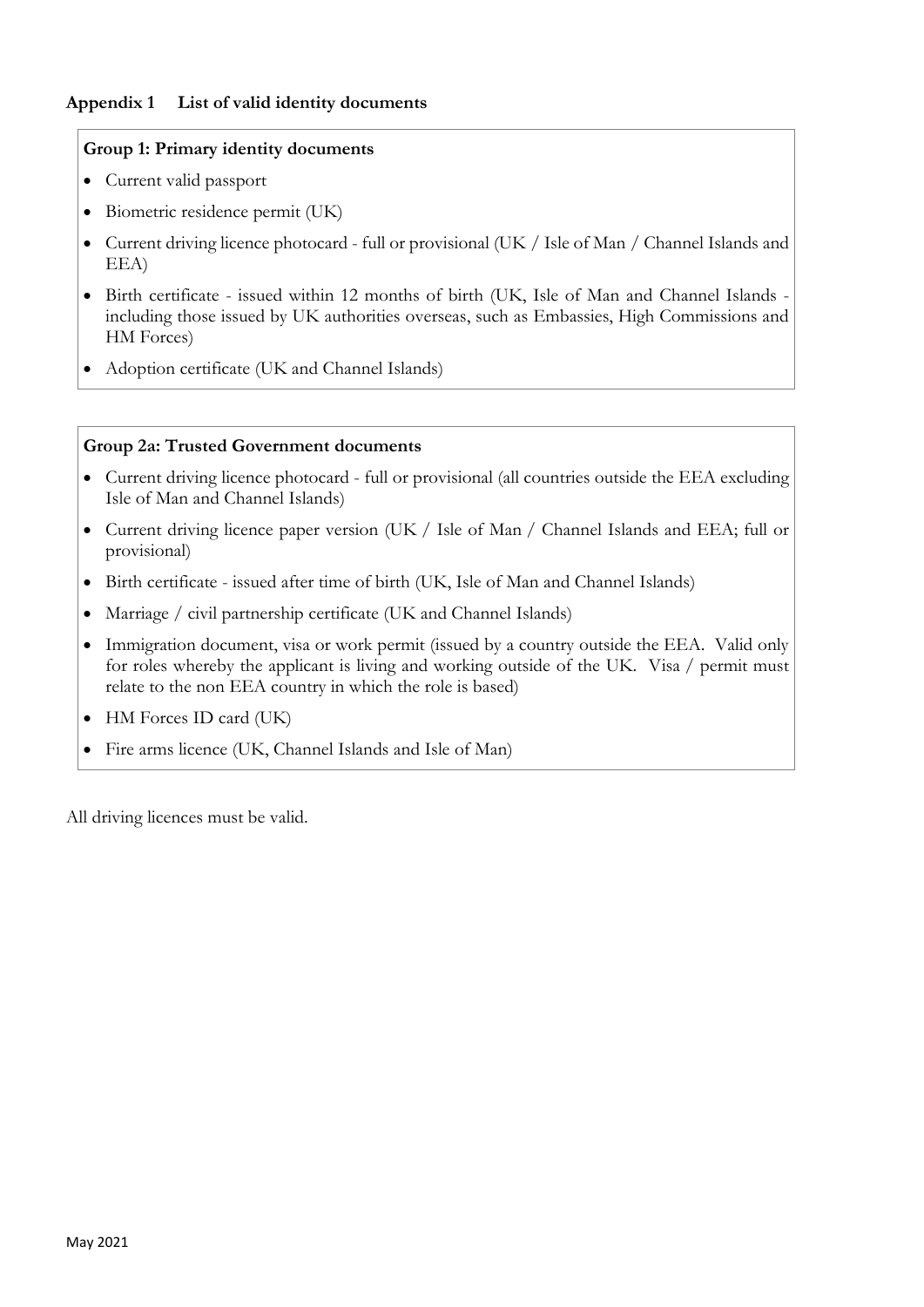## Appendix 1 List of valid identity documents

**Group 1: Primary identity documents**

- Current valid passport
- Biometric residence permit (UK)
- Current driving licence photocard - full or provisional (UK / Isle of Man / Channel Islands and EEA)
- Birth certificate - issued within 12 months of birth (UK, Isle of Man and Channel Islands - including those issued by UK authorities overseas, such as Embassies, High Commissions and HM Forces)
- Adoption certificate (UK and Channel Islands)

**Group 2a: Trusted Government documents**

- Current driving licence photocard - full or provisional (all countries outside the EEA excluding Isle of Man and Channel Islands)
- Current driving licence paper version (UK / Isle of Man / Channel Islands and EEA; full or provisional)
- Birth certificate - issued after time of birth (UK, Isle of Man and Channel Islands)
- Marriage / civil partnership certificate (UK and Channel Islands)
- Immigration document, visa or work permit (issued by a country outside the EEA. Valid only for roles whereby the applicant is living and working outside of the UK. Visa / permit must relate to the non EEA country in which the role is based)
- HM Forces ID card (UK)
- Fire arms licence (UK, Channel Islands and Isle of Man)

All driving licences must be valid.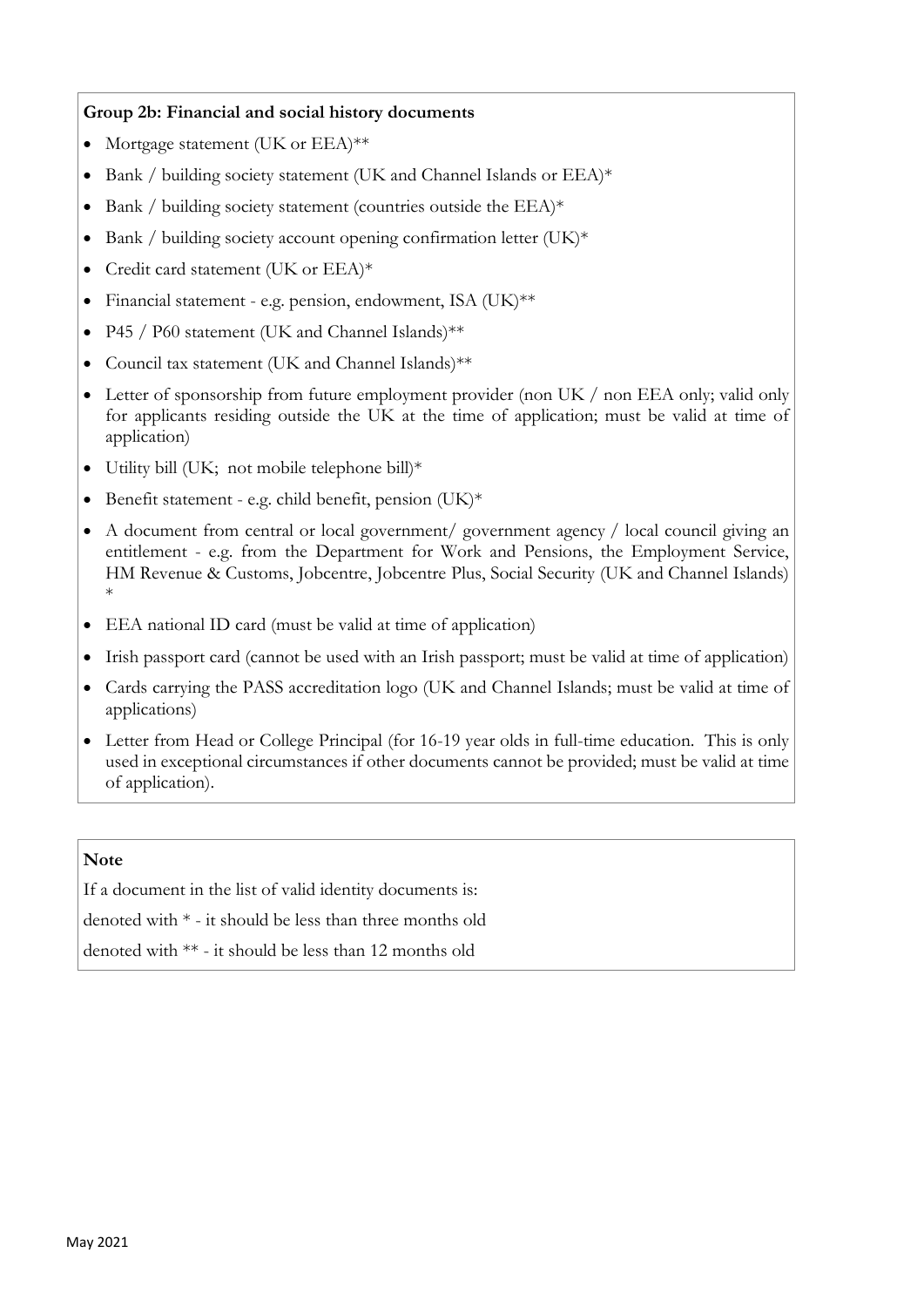**Group 2b: Financial and social history documents**

- Mortgage statement (UK or EEA)**
- Bank / building society statement (UK and Channel Islands or EEA)*
- Bank / building society statement (countries outside the EEA)*
- Bank / building society account opening confirmation letter (UK)*
- Credit card statement (UK or EEA)*
- Financial statement - e.g. pension, endowment, ISA (UK)**
- P45 / P60 statement (UK and Channel Islands)**
- Council tax statement (UK and Channel Islands)**
- Letter of sponsorship from future employment provider (non UK / non EEA only; valid only for applicants residing outside the UK at the time of application; must be valid at time of application)
- Utility bill (UK; not mobile telephone bill)*
- Benefit statement - e.g. child benefit, pension (UK)*
- A document from central or local government/ government agency / local council giving an entitlement - e.g. from the Department for Work and Pensions, the Employment Service, HM Revenue & Customs, Jobcentre, Jobcentre Plus, Social Security (UK and Channel Islands) *
- EEA national ID card (must be valid at time of application)
- Irish passport card (cannot be used with an Irish passport; must be valid at time of application)
- Cards carrying the PASS accreditation logo (UK and Channel Islands; must be valid at time of applications)
- Letter from Head or College Principal (for 16-19 year olds in full-time education. This is only used in exceptional circumstances if other documents cannot be provided; must be valid at time of application).

**Note**

If a document in the list of valid identity documents is:

denoted with * - it should be less than three months old

denoted with ** - it should be less than 12 months old

May 2021